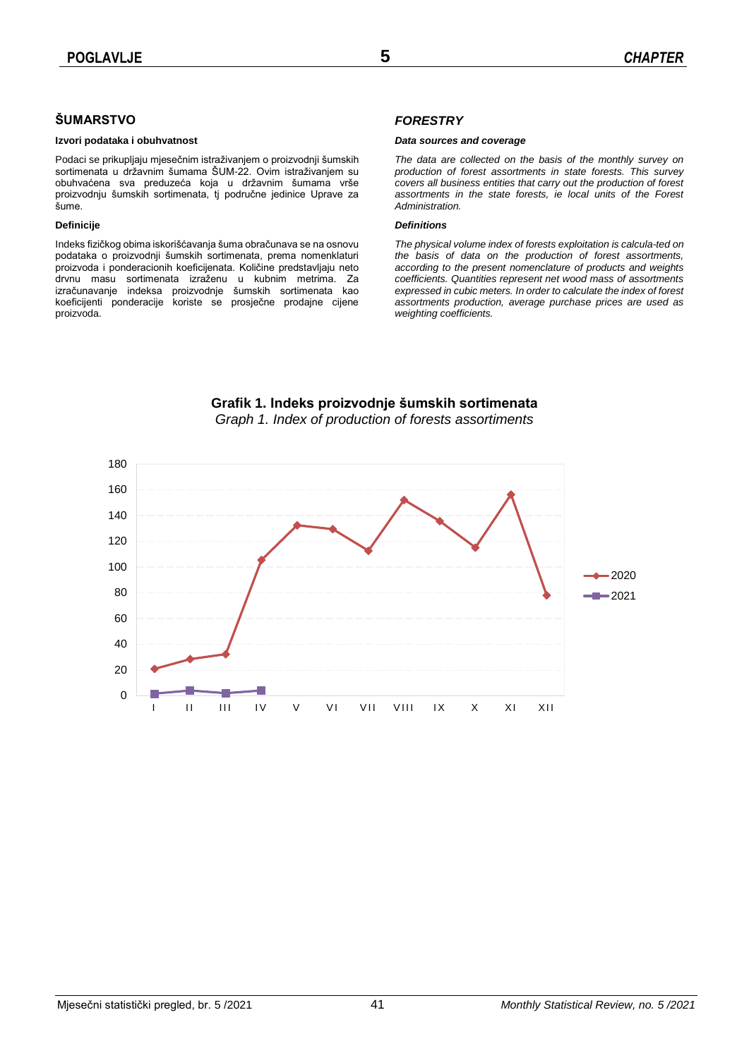# POGLAVLJE 5 CHAPTER

## ŠUMARSTVO

### Izvori podataka i obuhvatnost

Podaci se prikupljaju mjesečnim istraživanjem o proizvodnji šumskih sortimenata u državnim šumama ŠUM-22. Ovim istraživanjem su obuhvaćena sva preduzeća koja u državnim šumama vrše proizvodnju šumskih sortimenata, tj područne jedinice Uprave za šume.

### Definicije

Indeks fizičkog obima iskorišćavanja šuma obračunava se na osnovu podataka o proizvodnji šumskih sortimenata, prema nomenklaturi proizvoda i ponderacionih koeficijenata. Količine predstavljaju neto drvnu masu sortimenata izraženu u kubnim metrima. Za izračunavanje indeksa proizvodnje šumskih sortimenata kao koeficijenti ponderacije koriste se prosječne prodajne cijene proizvoda.

## *FORESTRY*

### *Data sources and coverage*

*The data are collected on the basis of the monthly survey on production of forest assortments in state forests. This survey covers all business entities that carry out the production of forest assortments in the state forests, ie local units of the Forest Administration.*

### *Definitions*

*The physical volume index of forests exploitation is calcula-ted on the basis of data on the production of forest assortments, according to the present nomenclature of products and weights coefficients. Quantities represent net wood mass of assortments expressed in cubic meters. In order to calculate the index of forest assortments production, average purchase prices are used as weighting coefficients.*

**Grafik 1. Indeks proizvodnje šumskih sortimenata**
*Graph 1. Index of production of forests assortiments*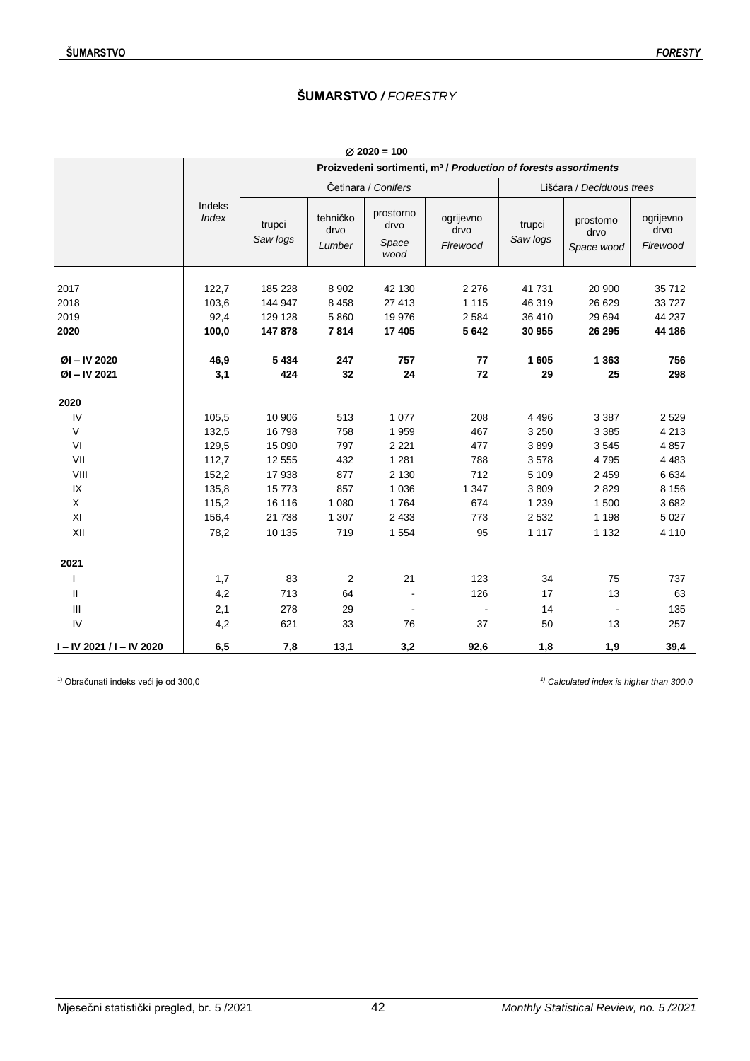# ŠUMARSTVO / *FORESTRY*

Ø 2020 = 100

| | Indeks *Index* | Proizvedeni sortimenti, m³ / *Production of forests assortiments* | | | | | | |
|---|---|---|---|---|---|---|---|---|
| | | Četinara / *Conifers* | | | | Lišćara / *Deciduous trees* | | |
| | | trupci *Saw logs* | tehničko drvo *Lumber* | prostorno drvo *Space wood* | ogrijevno drvo *Firewood* | trupci *Saw logs* | prostorno drvo *Space wood* | ogrijevno drvo *Firewood* |
| 2017 | 122,7 | 185 228 | 8 902 | 42 130 | 2 276 | 41 731 | 20 900 | 35 712 |
| 2018 | 103,6 | 144 947 | 8 458 | 27 413 | 1 115 | 46 319 | 26 629 | 33 727 |
| 2019 | 92,4 | 129 128 | 5 860 | 19 976 | 2 584 | 36 410 | 29 694 | 44 237 |
| **2020** | **100,0** | **147 878** | **7 814** | **17 405** | **5 642** | **30 955** | **26 295** | **44 186** |
| **ØI – IV 2020** | **46,9** | **5 434** | **247** | **757** | **77** | **1 605** | **1 363** | **756** |
| **ØI – IV 2021** | **3,1** | **424** | **32** | **24** | **72** | **29** | **25** | **298** |
| **2020** | | | | | | | | |
| IV | 105,5 | 10 906 | 513 | 1 077 | 208 | 4 496 | 3 387 | 2 529 |
| V | 132,5 | 16 798 | 758 | 1 959 | 467 | 3 250 | 3 385 | 4 213 |
| VI | 129,5 | 15 090 | 797 | 2 221 | 477 | 3 899 | 3 545 | 4 857 |
| VII | 112,7 | 12 555 | 432 | 1 281 | 788 | 3 578 | 4 795 | 4 483 |
| VIII | 152,2 | 17 938 | 877 | 2 130 | 712 | 5 109 | 2 459 | 6 634 |
| IX | 135,8 | 15 773 | 857 | 1 036 | 1 347 | 3 809 | 2 829 | 8 156 |
| X | 115,2 | 16 116 | 1 080 | 1 764 | 674 | 1 239 | 1 500 | 3 682 |
| XI | 156,4 | 21 738 | 1 307 | 2 433 | 773 | 2 532 | 1 198 | 5 027 |
| XII | 78,2 | 10 135 | 719 | 1 554 | 95 | 1 117 | 1 132 | 4 110 |
| **2021** | | | | | | | | |
| I | 1,7 | 83 | 2 | 21 | 123 | 34 | 75 | 737 |
| II | 4,2 | 713 | 64 | - | 126 | 17 | 13 | 63 |
| III | 2,1 | 278 | 29 | - | - | 14 | - | 135 |
| IV | 4,2 | 621 | 33 | 76 | 37 | 50 | 13 | 257 |
| **I – IV 2021 / I – IV 2020** | **6,5** | **7,8** | **13,1** | **3,2** | **92,6** | **1,8** | **1,9** | **39,4** |

[1] Obračunati indeks veći je od 300,0

[1] *Calculated index is higher than 300.0*